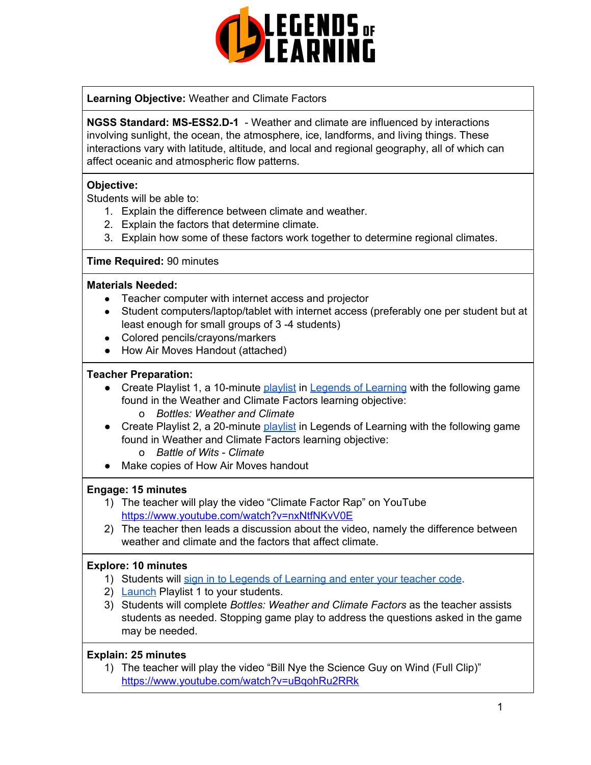**Learning Objective:** Weather and Climate Factors

**NGSS Standard: MS-ESS2.D-1** - Weather and climate are influenced by interactions involving sunlight, the ocean, the atmosphere, ice, landforms, and living things. These interactions vary with latitude, altitude, and local and regional geography, all of which can affect oceanic and atmospheric flow patterns.

**Objective:**
Students will be able to:
1. Explain the difference between climate and weather.
2. Explain the factors that determine climate.
3. Explain how some of these factors work together to determine regional climates.

**Time Required:** 90 minutes

**Materials Needed:**
- Teacher computer with internet access and projector
- Student computers/laptop/tablet with internet access (preferably one per student but at least enough for small groups of 3 -4 students)
- Colored pencils/crayons/markers
- How Air Moves Handout (attached)

**Teacher Preparation:**
- Create Playlist 1, a 10-minute playlist in Legends of Learning with the following game found in the Weather and Climate Factors learning objective:
  - *Bottles: Weather and Climate*
- Create Playlist 2, a 20-minute playlist in Legends of Learning with the following game found in Weather and Climate Factors learning objective:
  - *Battle of Wits - Climate*
- Make copies of How Air Moves handout

**Engage: 15 minutes**
1) The teacher will play the video "Climate Factor Rap" on YouTube https://www.youtube.com/watch?v=nxNtfNKvV0E
2) The teacher then leads a discussion about the video, namely the difference between weather and climate and the factors that affect climate.

**Explore: 10 minutes**
1) Students will sign in to Legends of Learning and enter your teacher code.
2) Launch Playlist 1 to your students.
3) Students will complete *Bottles: Weather and Climate Factors* as the teacher assists students as needed. Stopping game play to address the questions asked in the game may be needed.

**Explain: 25 minutes**
1) The teacher will play the video "Bill Nye the Science Guy on Wind (Full Clip)" https://www.youtube.com/watch?v=uBqohRu2RRk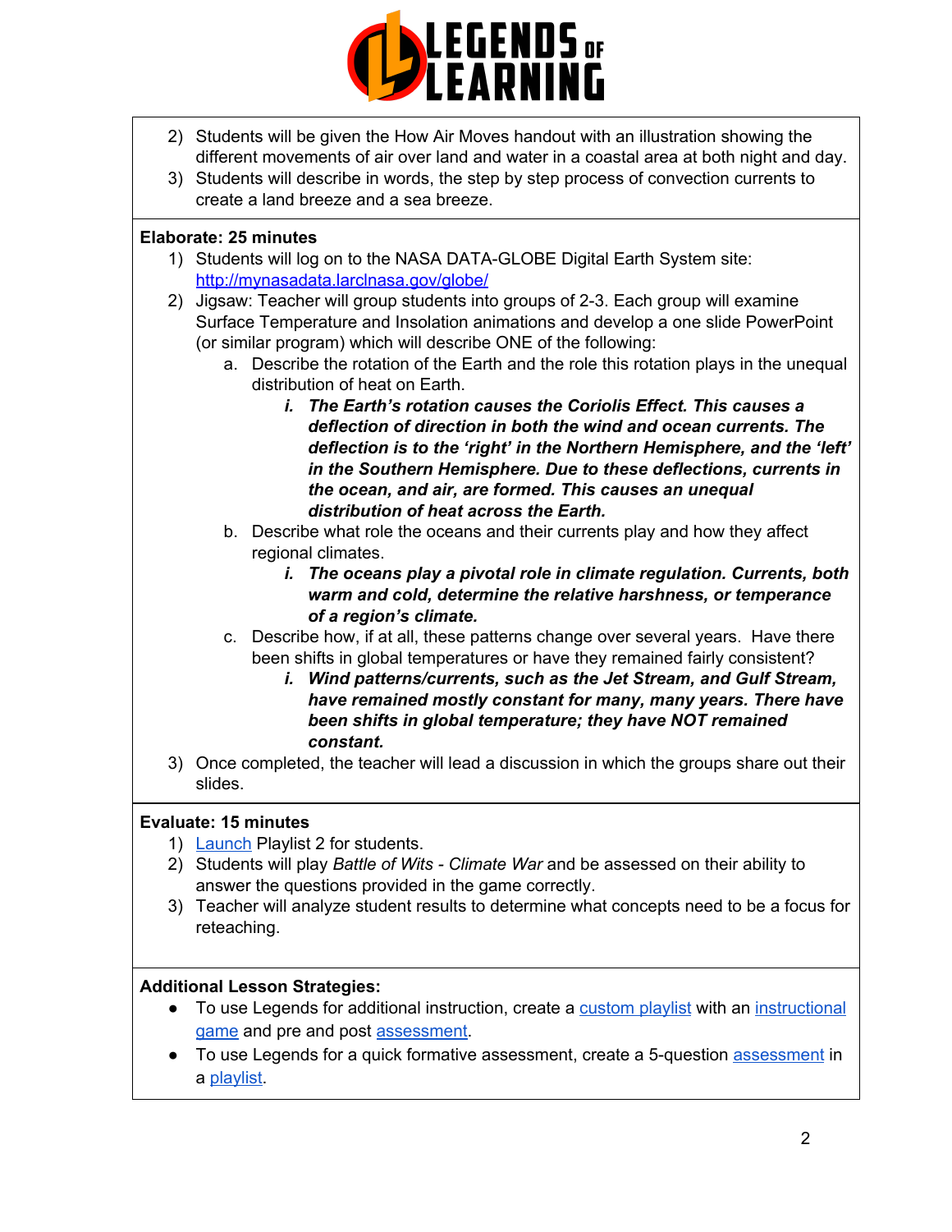2) Students will be given the How Air Moves handout with an illustration showing the different movements of air over land and water in a coastal area at both night and day.
3) Students will describe in words, the step by step process of convection currents to create a land breeze and a sea breeze.

**Elaborate: 25 minutes**

1) Students will log on to the NASA DATA-GLOBE Digital Earth System site: [http://mynasadata.larclnasa.gov/globe/](http://mynasadata.larclnasa.gov/globe/)
2) Jigsaw: Teacher will group students into groups of 2-3. Each group will examine Surface Temperature and Insolation animations and develop a one slide PowerPoint (or similar program) which will describe ONE of the following:
   a. Describe the rotation of the Earth and the role this rotation plays in the unequal distribution of heat on Earth.
      i. ***The Earth's rotation causes the Coriolis Effect. This causes a deflection of direction in both the wind and ocean currents. The deflection is to the 'right' in the Northern Hemisphere, and the 'left' in the Southern Hemisphere. Due to these deflections, currents in the ocean, and air, are formed. This causes an unequal distribution of heat across the Earth.***
   b. Describe what role the oceans and their currents play and how they affect regional climates.
      i. ***The oceans play a pivotal role in climate regulation. Currents, both warm and cold, determine the relative harshness, or temperance of a region's climate.***
   c. Describe how, if at all, these patterns change over several years. Have there been shifts in global temperatures or have they remained fairly consistent?
      i. ***Wind patterns/currents, such as the Jet Stream, and Gulf Stream, have remained mostly constant for many, many years. There have been shifts in global temperature; they have NOT remained constant.***
3) Once completed, the teacher will lead a discussion in which the groups share out their slides.

**Evaluate: 15 minutes**

1) Launch Playlist 2 for students.
2) Students will play *Battle of Wits - Climate War* and be assessed on their ability to answer the questions provided in the game correctly.
3) Teacher will analyze student results to determine what concepts need to be a focus for reteaching.

**Additional Lesson Strategies:**

- To use Legends for additional instruction, create a custom playlist with an instructional game and pre and post assessment.
- To use Legends for a quick formative assessment, create a 5-question assessment in a playlist.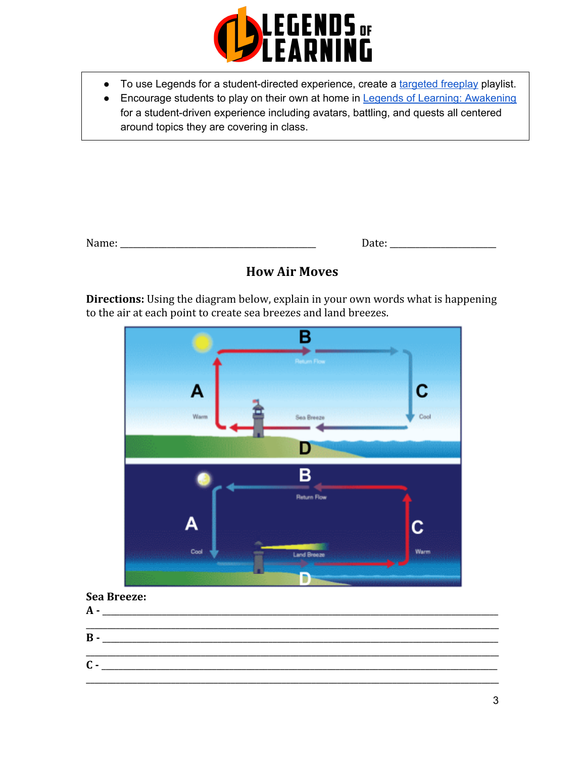- To use Legends for a student-directed experience, create a targeted freeplay playlist.
- Encourage students to play on their own at home in Legends of Learning: Awakening for a student-driven experience including avatars, battling, and quests all centered around topics they are covering in class.

Name: ________________________________________ Date: _____________________

## How Air Moves

**Directions:** Using the diagram below, explain in your own words what is happening to the air at each point to create sea breezes and land breezes.

**Sea Breeze:**

**A** - ____________________________________________________________________________

____________________________________________________________________________

**B** - ____________________________________________________________________________

____________________________________________________________________________

**C** - ____________________________________________________________________________

____________________________________________________________________________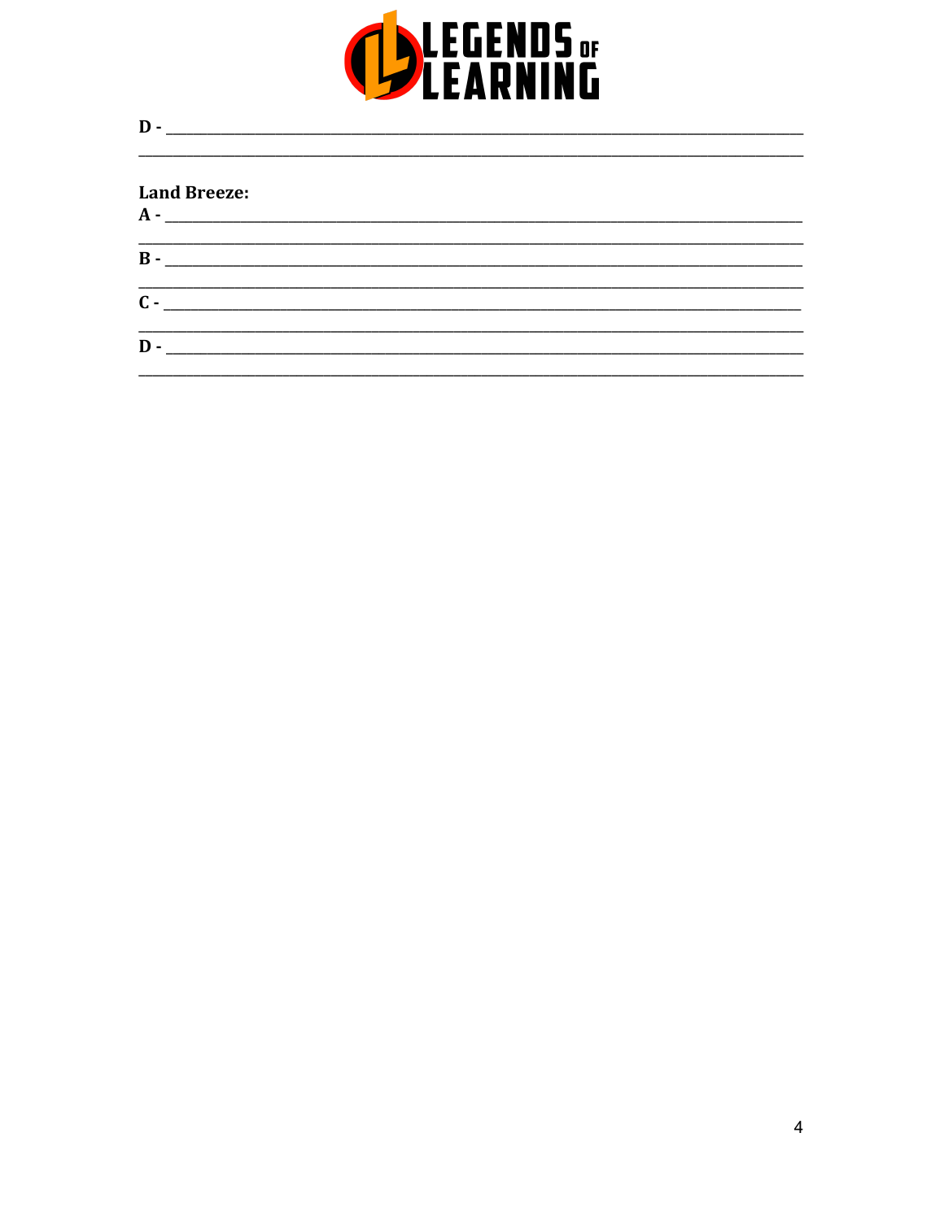D - ______________________________________________________________________________
______________________________________________________________________________

**Land Breeze:**

**A -** ______________________________________________________________________________
______________________________________________________________________________

**B -** ______________________________________________________________________________
______________________________________________________________________________

**C -** ______________________________________________________________________________
______________________________________________________________________________

**D -** ______________________________________________________________________________
______________________________________________________________________________